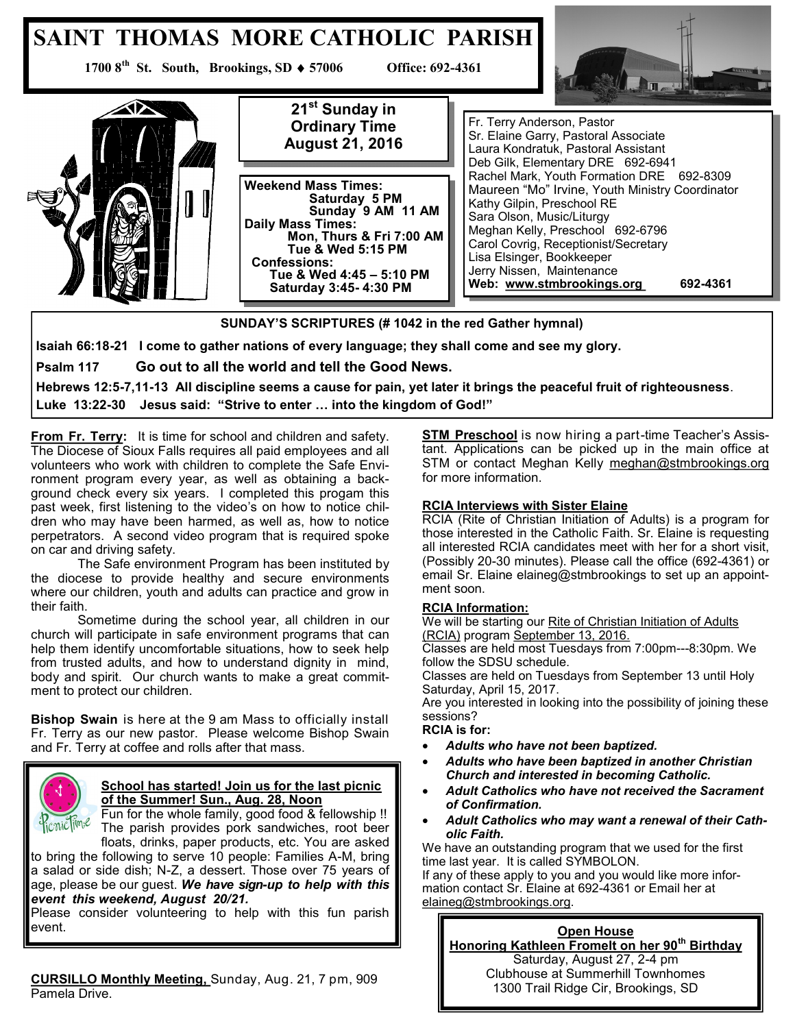# SAINT THOMAS MORE CATHOLIC PARISH

**1700 8th St. South, Brookings, SD ♦ 57006 Office: 692-4361**

**21st Sunday in Ordinary Time**
**August 21, 2016**

**Weekend Mass Times:**
**Saturday 5 PM**
**Sunday 9 AM 11 AM**
**Daily Mass Times:**
**Mon, Thurs & Fri 7:00 AM**
**Tue & Wed 5:15 PM**
**Confessions:**
**Tue & Wed 4:45 – 5:10 PM**
**Saturday 3:45- 4:30 PM**

Fr. Terry Anderson, Pastor
Sr. Elaine Garry, Pastoral Associate
Laura Kondratuk, Pastoral Assistant
Deb Gilk, Elementary DRE 692-6941
Rachel Mark, Youth Formation DRE 692-8309
Maureen "Mo" Irvine, Youth Ministry Coordinator
Kathy Gilpin, Preschool RE
Sara Olson, Music/Liturgy
Meghan Kelly, Preschool 692-6796
Carol Covrig, Receptionist/Secretary
Lisa Elsinger, Bookkeeper
Jerry Nissen, Maintenance
**Web: www.stmbrookings.org 692-4361**

**SUNDAY'S SCRIPTURES (# 1042 in the red Gather hymnal)**

**Isaiah 66:18-21 I come to gather nations of every language; they shall come and see my glory.**

**Psalm 117 Go out to all the world and tell the Good News.**

**Hebrews 12:5-7,11-13 All discipline seems a cause for pain, yet later it brings the peaceful fruit of righteousness**.

**Luke 13:22-30 Jesus said: "Strive to enter … into the kingdom of God!"**

**From Fr. Terry:** It is time for school and children and safety. The Diocese of Sioux Falls requires all paid employees and all volunteers who work with children to complete the Safe Environment program every year, as well as obtaining a background check every six years. I completed this progam this past week, first listening to the video's on how to notice children who may have been harmed, as well as, how to notice perpetrators. A second video program that is required spoke on car and driving safety.

The Safe environment Program has been instituted by the diocese to provide healthy and secure environments where our children, youth and adults can practice and grow in their faith.

Sometime during the school year, all children in our church will participate in safe environment programs that can help them identify uncomfortable situations, how to seek help from trusted adults, and how to understand dignity in mind, body and spirit. Our church wants to make a great commitment to protect our children.

**Bishop Swain** is here at the 9 am Mass to officially install Fr. Terry as our new pastor. Please welcome Bishop Swain and Fr. Terry at coffee and rolls after that mass.

**School has started! Join us for the last picnic of the Summer! Sun., Aug. 28, Noon**

Fun for the whole family, good food & fellowship !! The parish provides pork sandwiches, root beer floats, drinks, paper products, etc. You are asked to bring the following to serve 10 people: Families A-M, bring a salad or side dish; N-Z, a dessert. Those over 75 years of age, please be our guest. ***We have sign-up to help with this event this weekend, August 20/21.***

Please consider volunteering to help with this fun parish event.

**CURSILLO Monthly Meeting,** Sunday, Aug. 21, 7 pm, 909 Pamela Drive.

**STM Preschool** is now hiring a part-time Teacher's Assistant. Applications can be picked up in the main office at STM or contact Meghan Kelly meghan@stmbrookings.org for more information.

**RCIA Interviews with Sister Elaine**

RCIA (Rite of Christian Initiation of Adults) is a program for those interested in the Catholic Faith. Sr. Elaine is requesting all interested RCIA candidates meet with her for a short visit, (Possibly 20-30 minutes). Please call the office (692-4361) or email Sr. Elaine elaineg@stmbrookings to set up an appointment soon.

**RCIA Information:**

We will be starting our Rite of Christian Initiation of Adults (RCIA) program September 13, 2016.

Classes are held most Tuesdays from 7:00pm---8:30pm. We follow the SDSU schedule.

Classes are held on Tuesdays from September 13 until Holy Saturday, April 15, 2017.

Are you interested in looking into the possibility of joining these sessions?

**RCIA is for:**

- ***Adults who have not been baptized.***
- ***Adults who have been baptized in another Christian Church and interested in becoming Catholic.***
- ***Adult Catholics who have not received the Sacrament of Confirmation.***
- ***Adult Catholics who may want a renewal of their Catholic Faith.***

We have an outstanding program that we used for the first time last year. It is called SYMBOLON.

If any of these apply to you and you would like more information contact Sr. Elaine at 692-4361 or Email her at elaineg@stmbrookings.org.

**Open House**
**Honoring Kathleen Fromelt on her 90th Birthday**
Saturday, August 27, 2-4 pm
Clubhouse at Summerhill Townhomes
1300 Trail Ridge Cir, Brookings, SD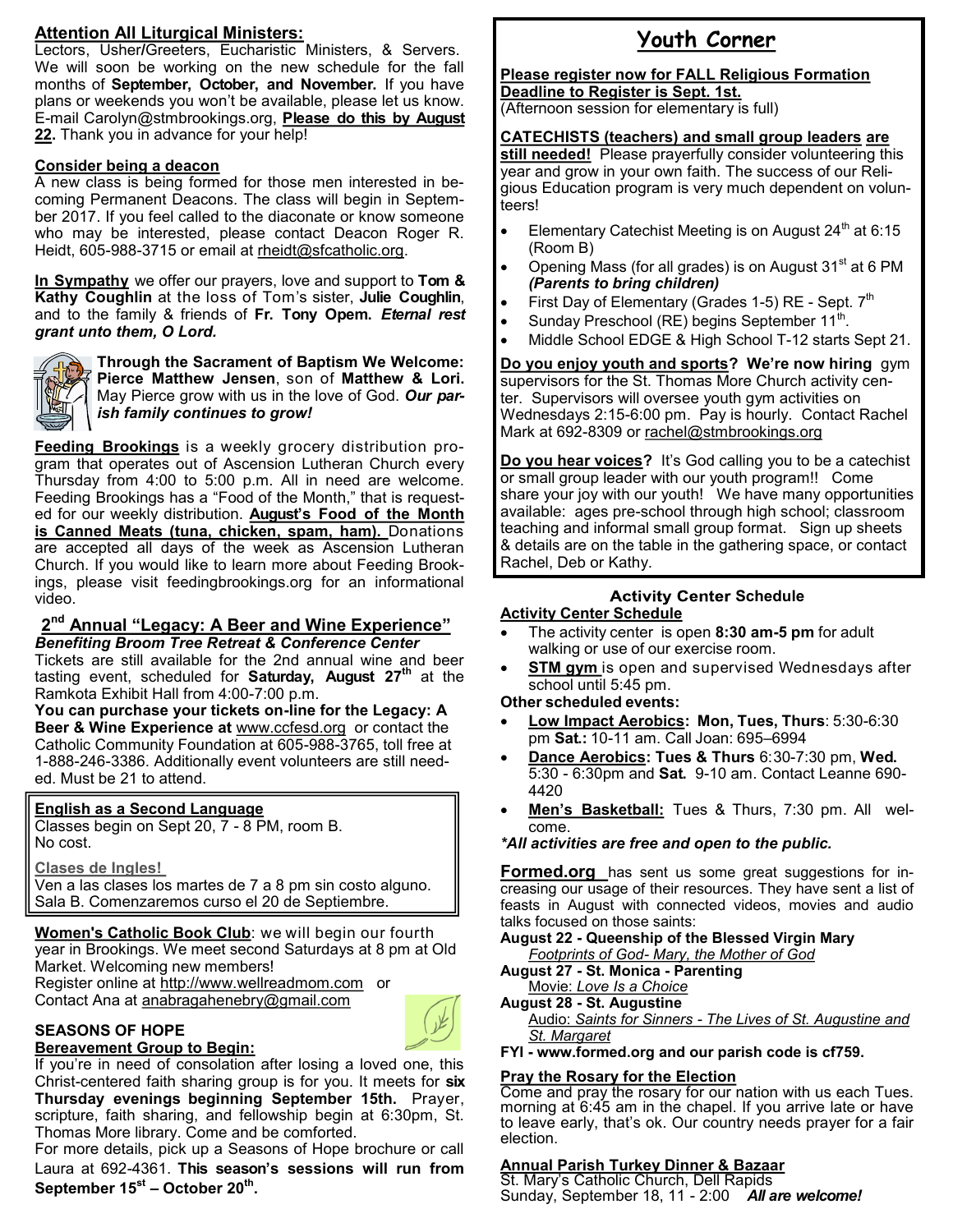## Attention All Liturgical Ministers:

Lectors, Usher/Greeters, Eucharistic Ministers, & Servers. We will soon be working on the new schedule for the fall months of **September, October, and November.** If you have plans or weekends you won't be available, please let us know. E-mail Carolyn@stmbrookings.org, **Please do this by August 22.** Thank you in advance for your help!

### Consider being a deacon

A new class is being formed for those men interested in becoming Permanent Deacons. The class will begin in September 2017. If you feel called to the diaconate or know someone who may be interested, please contact Deacon Roger R. Heidt, 605-988-3715 or email at rheidt@sfcatholic.org.

**In Sympathy** we offer our prayers, love and support to **Tom & Kathy Coughlin** at the loss of Tom's sister, **Julie Coughlin**, and to the family & friends of **Fr. Tony Opem.** ***Eternal rest grant unto them, O Lord.***

**Through the Sacrament of Baptism We Welcome: Pierce Matthew Jensen**, son of **Matthew & Lori.** May Pierce grow with us in the love of God. ***Our parish family continues to grow!***

**Feeding Brookings** is a weekly grocery distribution program that operates out of Ascension Lutheran Church every Thursday from 4:00 to 5:00 p.m. All in need are welcome. Feeding Brookings has a "Food of the Month," that is requested for our weekly distribution. **August's Food of the Month is Canned Meats (tuna, chicken, spam, ham).** Donations are accepted all days of the week as Ascension Lutheran Church. If you would like to learn more about Feeding Brookings, please visit feedingbrookings.org for an informational video.

## 2nd Annual "Legacy: A Beer and Wine Experience"

***Benefiting Broom Tree Retreat & Conference Center***

Tickets are still available for the 2nd annual wine and beer tasting event, scheduled for **Saturday, August 27th** at the Ramkota Exhibit Hall from 4:00-7:00 p.m.

**You can purchase your tickets on-line for the Legacy: A Beer & Wine Experience at** www.ccfesd.org or contact the Catholic Community Foundation at 605-988-3765, toll free at 1-888-246-3386. Additionally event volunteers are still needed. Must be 21 to attend.

### English as a Second Language

Classes begin on Sept 20, 7 - 8 PM, room B. No cost.

**Clases de Ingles!**

Ven a las clases los martes de 7 a 8 pm sin costo alguno. Sala B. Comenzaremos curso el 20 de Septiembre.

**Women's Catholic Book Club**: we will begin our fourth year in Brookings. We meet second Saturdays at 8 pm at Old Market. Welcoming new members!

Register online at http://www.wellreadmom.com or Contact Ana at anabragahenebry@gmail.com

### SEASONS OF HOPE

**Bereavement Group to Begin:**

If you're in need of consolation after losing a loved one, this Christ-centered faith sharing group is for you. It meets for **six Thursday evenings beginning September 15th.** Prayer, scripture, faith sharing, and fellowship begin at 6:30pm, St. Thomas More library. Come and be comforted.

For more details, pick up a Seasons of Hope brochure or call Laura at 692-4361. **This season's sessions will run from September 15st – October 20th.**

## Youth Corner

**Please register now for FALL Religious Formation Deadline to Register is Sept. 1st.**
(Afternoon session for elementary is full)

**CATECHISTS (teachers) and small group leaders are still needed!** Please prayerfully consider volunteering this year and grow in your own faith. The success of our Religious Education program is very much dependent on volunteers!

- Elementary Catechist Meeting is on August 24th at 6:15 (Room B)
- Opening Mass (for all grades) is on August 31st at 6 PM ***(Parents to bring children)***
- First Day of Elementary (Grades 1-5) RE - Sept. 7th
- Sunday Preschool (RE) begins September 11th.
- Middle School EDGE & High School T-12 starts Sept 21.

**Do you enjoy youth and sports? We're now hiring** gym supervisors for the St. Thomas More Church activity center. Supervisors will oversee youth gym activities on Wednesdays 2:15-6:00 pm. Pay is hourly. Contact Rachel Mark at 692-8309 or rachel@stmbrookings.org

**Do you hear voices?** It's God calling you to be a catechist or small group leader with our youth program!! Come share your joy with our youth! We have many opportunities available: ages pre-school through high school; classroom teaching and informal small group format. Sign up sheets & details are on the table in the gathering space, or contact Rachel, Deb or Kathy.

## Activity Center Schedule

**Activity Center Schedule**

- The activity center is open **8:30 am-5 pm** for adult walking or use of our exercise room.
- **STM gym** is open and supervised Wednesdays after school until 5:45 pm.

**Other scheduled events:**

- **Low Impact Aerobics: Mon, Tues, Thurs**: 5:30-6:30 pm **Sat.:** 10-11 am. Call Joan: 695–6994
- **Dance Aerobics: Tues & Thurs** 6:30-7:30 pm, **Wed.** 5:30 - 6:30pm and **Sat.** 9-10 am. Contact Leanne 690-4420
- **Men's Basketball:** Tues & Thurs, 7:30 pm. All welcome.

***\*All activities are free and open to the public.***

**Formed.org** has sent us some great suggestions for increasing our usage of their resources. They have sent a list of feasts in August with connected videos, movies and audio talks focused on those saints:

**August 22 - Queenship of the Blessed Virgin Mary**
*Footprints of God- Mary, the Mother of God*
**August 27 - St. Monica - Parenting**
Movie: *Love Is a Choice*
**August 28 - St. Augustine**
Audio: *Saints for Sinners - The Lives of St. Augustine and St. Margaret*

**FYI - www.formed.org and our parish code is cf759.**

### Pray the Rosary for the Election

Come and pray the rosary for our nation with us each Tues. morning at 6:45 am in the chapel. If you arrive late or have to leave early, that's ok. Our country needs prayer for a fair election.

### Annual Parish Turkey Dinner & Bazaar

St. Mary's Catholic Church, Dell Rapids
Sunday, September 18, 11 - 2:00 ***All are welcome!***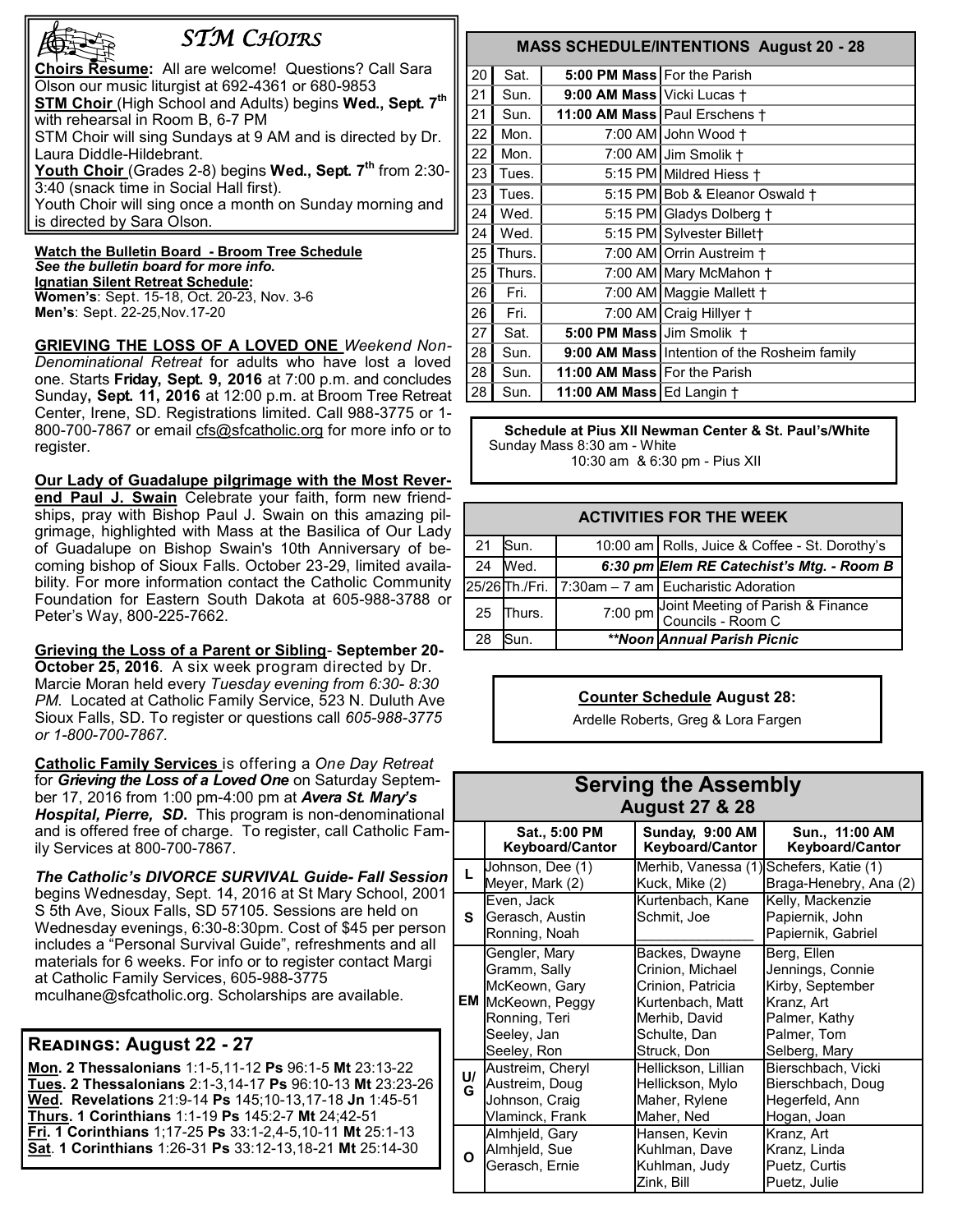## STM Choirs

**Choirs Resume:** All are welcome! Questions? Call Sara Olson our music liturgist at 692-4361 or 680-9853

**STM Choir** (High School and Adults) begins **Wed., Sept. 7th** with rehearsal in Room B, 6-7 PM

STM Choir will sing Sundays at 9 AM and is directed by Dr. Laura Diddle-Hildebrant.

**Youth Choir** (Grades 2-8) begins **Wed., Sept. 7th** from 2:30-3:40 (snack time in Social Hall first).

Youth Choir will sing once a month on Sunday morning and is directed by Sara Olson.

**Watch the Bulletin Board - Broom Tree Schedule**
***See the bulletin board for more info.***
**Ignatian Silent Retreat Schedule:**
**Women's**: Sept. 15-18, Oct. 20-23, Nov. 3-6
**Men's**: Sept. 22-25,Nov.17-20

**GRIEVING THE LOSS OF A LOVED ONE** *Weekend Non-Denominational Retreat* for adults who have lost a loved one. Starts **Friday, Sept. 9, 2016** at 7:00 p.m. and concludes Sunday**, Sept. 11, 2016** at 12:00 p.m. at Broom Tree Retreat Center, Irene, SD. Registrations limited. Call 988-3775 or 1-800-700-7867 or email cfs@sfcatholic.org for more info or to register.

**Our Lady of Guadalupe pilgrimage with the Most Reverend Paul J. Swain** Celebrate your faith, form new friendships, pray with Bishop Paul J. Swain on this amazing pilgrimage, highlighted with Mass at the Basilica of Our Lady of Guadalupe on Bishop Swain's 10th Anniversary of becoming bishop of Sioux Falls. October 23-29, limited availability. For more information contact the Catholic Community Foundation for Eastern South Dakota at 605-988-3788 or Peter's Way, 800-225-7662.

**Grieving the Loss of a Parent or Sibling- September 20-October 25, 2016**. A six week program directed by Dr. Marcie Moran held every *Tuesday evening from 6:30- 8:30 PM.* Located at Catholic Family Service, 523 N. Duluth Ave Sioux Falls, SD. To register or questions call *605-988-3775 or 1-800-700-7867.*

**Catholic Family Services** is offering a *One Day Retreat* for ***Grieving the Loss of a Loved One*** on Saturday September 17, 2016 from 1:00 pm-4:00 pm at ***Avera St. Mary's Hospital, Pierre, SD.*** This program is non-denominational and is offered free of charge. To register, call Catholic Family Services at 800-700-7867.

***The Catholic's DIVORCE SURVIVAL Guide- Fall Session*** begins Wednesday, Sept. 14, 2016 at St Mary School, 2001 S 5th Ave, Sioux Falls, SD 57105. Sessions are held on Wednesday evenings, 6:30-8:30pm. Cost of $45 per person includes a "Personal Survival Guide", refreshments and all materials for 6 weeks. For info or to register contact Margi at Catholic Family Services, 605-988-3775 mculhane@sfcatholic.org. Scholarships are available.

## Readings: August 22 - 27

**Mon. 2 Thessalonians** 1:1-5,11-12 **Ps** 96:1-5 **Mt** 23:13-22
**Tues. 2 Thessalonians** 2:1-3,14-17 **Ps** 96:10-13 **Mt** 23:23-26
**Wed. Revelations** 21:9-14 **Ps** 145;10-13,17-18 **Jn** 1:45-51
**Thurs. 1 Corinthians** 1:1-19 **Ps** 145:2-7 **Mt** 24;42-51
**Fri. 1 Corinthians** 1;17-25 **Ps** 33:1-2,4-5,10-11 **Mt** 25:1-13
**Sat. 1 Corinthians** 1:26-31 **Ps** 33:12-13,18-21 **Mt** 25:14-30

## MASS SCHEDULE/INTENTIONS August 20 - 28

| | | | |
|---|---|---|---|
| 20 | Sat. | **5:00 PM Mass** | For the Parish |
| 21 | Sun. | **9:00 AM Mass** | Vicki Lucas † |
| 21 | Sun. | **11:00 AM Mass** | Paul Erschens † |
| 22 | Mon. | 7:00 AM | John Wood † |
| 22 | Mon. | 7:00 AM | Jim Smolik † |
| 23 | Tues. | 5:15 PM | Mildred Hiess † |
| 23 | Tues. | 5:15 PM | Bob & Eleanor Oswald † |
| 24 | Wed. | 5:15 PM | Gladys Dolberg † |
| 24 | Wed. | 5:15 PM | Sylvester Billet† |
| 25 | Thurs. | 7:00 AM | Orrin Austreim † |
| 25 | Thurs. | 7:00 AM | Mary McMahon † |
| 26 | Fri. | 7:00 AM | Maggie Mallett † |
| 26 | Fri. | 7:00 AM | Craig Hillyer † |
| 27 | Sat. | **5:00 PM Mass** | Jim Smolik † |
| 28 | Sun. | **9:00 AM Mass** | Intention of the Rosheim family |
| 28 | Sun. | **11:00 AM Mass** | For the Parish |
| 28 | Sun. | **11:00 AM Mass** | Ed Langin † |

**Schedule at Pius XII Newman Center & St. Paul's/White**
Sunday Mass 8:30 am - White
10:30 am & 6:30 pm - Pius XII

## ACTIVITIES FOR THE WEEK

| | | | |
|---|---|---|---|
| 21 | Sun. | 10:00 am | Rolls, Juice & Coffee - St. Dorothy's |
| 24 | Wed. | ***6:30 pm*** | ***Elem RE Catechist's Mtg. - Room B*** |
| 25/26 | Th./Fri. | 7:30am – 7 am | Eucharistic Adoration |
| 25 | Thurs. | 7:00 pm | Joint Meeting of Parish & Finance Councils - Room C |
| 28 | Sun. | ***\*\*Noon*** | ***Annual Parish Picnic*** |

**Counter Schedule August 28:**
Ardelle Roberts, Greg & Lora Fargen

## Serving the Assembly
### August 27 & 28

| | Sat., 5:00 PM Keyboard/Cantor | Sunday, 9:00 AM Keyboard/Cantor | Sun., 11:00 AM Keyboard/Cantor |
|---|---|---|---|
| L | Johnson, Dee (1)<br>Meyer, Mark (2) | Merhib, Vanessa (1)<br>Kuck, Mike (2) | Schefers, Katie (1)<br>Braga-Henebry, Ana (2) |
| S | Even, Jack<br>Gerasch, Austin<br>Ronning, Noah | Kurtenbach, Kane<br>Schmit, Joe<br>_______________ | Kelly, Mackenzie<br>Papiernik, John<br>Papiernik, Gabriel |
| EM | Gengler, Mary<br>Gramm, Sally<br>McKeown, Gary<br>McKeown, Peggy<br>Ronning, Teri<br>Seeley, Jan<br>Seeley, Ron | Backes, Dwayne<br>Crinion, Michael<br>Crinion, Patricia<br>Kurtenbach, Matt<br>Merhib, David<br>Schulte, Dan<br>Struck, Don | Berg, Ellen<br>Jennings, Connie<br>Kirby, September<br>Kranz, Art<br>Palmer, Kathy<br>Palmer, Tom<br>Selberg, Mary |
| U/G | Austreim, Cheryl<br>Austreim, Doug<br>Johnson, Craig<br>Vlaminck, Frank | Hellickson, Lillian<br>Hellickson, Mylo<br>Maher, Rylene<br>Maher, Ned | Bierschbach, Vicki<br>Bierschbach, Doug<br>Hegerfeld, Ann<br>Hogan, Joan |
| O | Almhjeld, Gary<br>Almhjeld, Sue<br>Gerasch, Ernie | Hansen, Kevin<br>Kuhlman, Dave<br>Kuhlman, Judy<br>Zink, Bill | Kranz, Art<br>Kranz, Linda<br>Puetz, Curtis<br>Puetz, Julie |